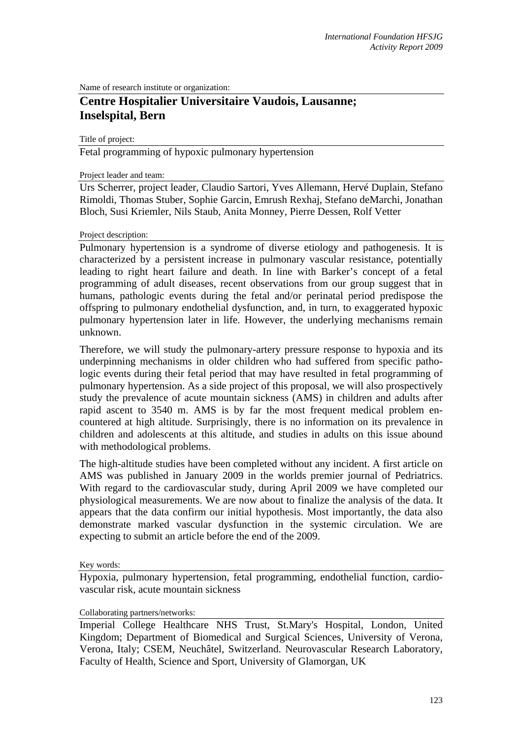Name of research institute or organization:

# Centre Hospitalier Universitaire Vaudois, Lausanne; Inselspital, Bern

Title of project:

Fetal programming of hypoxic pulmonary hypertension

Project leader and team:

Urs Scherrer, project leader, Claudio Sartori, Yves Allemann, Hervé Duplain, Stefano Rimoldi, Thomas Stuber, Sophie Garcin, Emrush Rexhaj, Stefano deMarchi, Jonathan Bloch, Susi Kriemler, Nils Staub, Anita Monney, Pierre Dessen, Rolf Vetter

Project description:

Pulmonary hypertension is a syndrome of diverse etiology and pathogenesis. It is characterized by a persistent increase in pulmonary vascular resistance, potentially leading to right heart failure and death. In line with Barker's concept of a fetal programming of adult diseases, recent observations from our group suggest that in humans, pathologic events during the fetal and/or perinatal period predispose the offspring to pulmonary endothelial dysfunction, and, in turn, to exaggerated hypoxic pulmonary hypertension later in life. However, the underlying mechanisms remain unknown.

Therefore, we will study the pulmonary-artery pressure response to hypoxia and its underpinning mechanisms in older children who had suffered from specific pathologic events during their fetal period that may have resulted in fetal programming of pulmonary hypertension. As a side project of this proposal, we will also prospectively study the prevalence of acute mountain sickness (AMS) in children and adults after rapid ascent to 3540 m. AMS is by far the most frequent medical problem encountered at high altitude. Surprisingly, there is no information on its prevalence in children and adolescents at this altitude, and studies in adults on this issue abound with methodological problems.

The high-altitude studies have been completed without any incident. A first article on AMS was published in January 2009 in the worlds premier journal of Pedriatrics. With regard to the cardiovascular study, during April 2009 we have completed our physiological measurements. We are now about to finalize the analysis of the data. It appears that the data confirm our initial hypothesis. Most importantly, the data also demonstrate marked vascular dysfunction in the systemic circulation. We are expecting to submit an article before the end of the 2009.

Key words:

Hypoxia, pulmonary hypertension, fetal programming, endothelial function, cardiovascular risk, acute mountain sickness

Collaborating partners/networks:

Imperial College Healthcare NHS Trust, St.Mary's Hospital, London, United Kingdom; Department of Biomedical and Surgical Sciences, University of Verona, Verona, Italy; CSEM, Neuchâtel, Switzerland. Neurovascular Research Laboratory, Faculty of Health, Science and Sport, University of Glamorgan, UK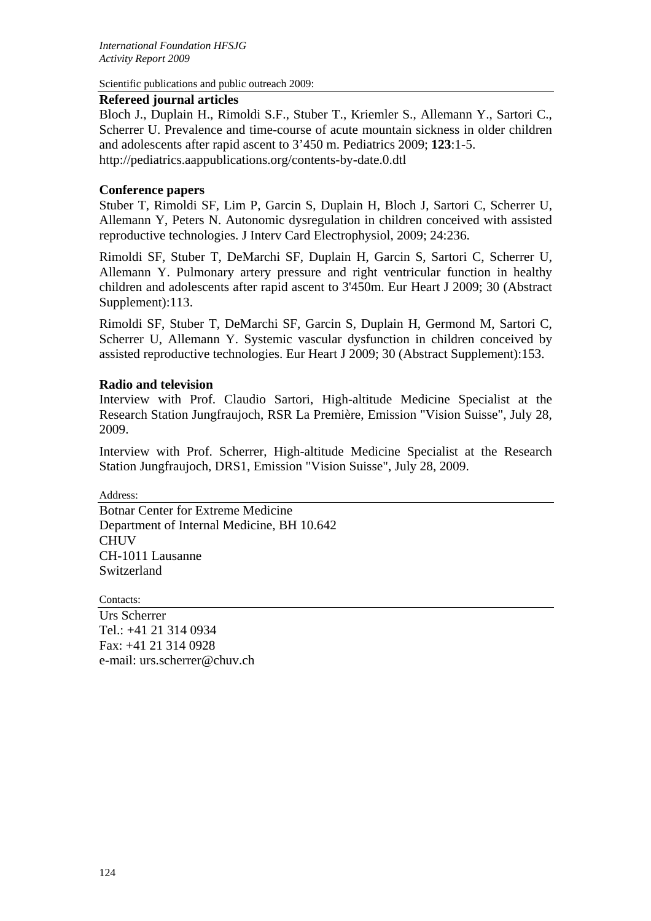Scientific publications and public outreach 2009:

**Refereed journal articles**

Bloch J., Duplain H., Rimoldi S.F., Stuber T., Kriemler S., Allemann Y., Sartori C., Scherrer U. Prevalence and time-course of acute mountain sickness in older children and adolescents after rapid ascent to 3’450 m. Pediatrics 2009; **123**:1-5.
http://pediatrics.aappublications.org/contents-by-date.0.dtl

**Conference papers**

Stuber T, Rimoldi SF, Lim P, Garcin S, Duplain H, Bloch J, Sartori C, Scherrer U, Allemann Y, Peters N. Autonomic dysregulation in children conceived with assisted reproductive technologies. J Interv Card Electrophysiol, 2009; 24:236.

Rimoldi SF, Stuber T, DeMarchi SF, Duplain H, Garcin S, Sartori C, Scherrer U, Allemann Y. Pulmonary artery pressure and right ventricular function in healthy children and adolescents after rapid ascent to 3'450m. Eur Heart J 2009; 30 (Abstract Supplement):113.

Rimoldi SF, Stuber T, DeMarchi SF, Garcin S, Duplain H, Germond M, Sartori C, Scherrer U, Allemann Y. Systemic vascular dysfunction in children conceived by assisted reproductive technologies. Eur Heart J 2009; 30 (Abstract Supplement):153.

**Radio and television**

Interview with Prof. Claudio Sartori, High-altitude Medicine Specialist at the Research Station Jungfraujoch, RSR La Première, Emission "Vision Suisse", July 28, 2009.

Interview with Prof. Scherrer, High-altitude Medicine Specialist at the Research Station Jungfraujoch, DRS1, Emission "Vision Suisse", July 28, 2009.

Address:

Botnar Center for Extreme Medicine
Department of Internal Medicine, BH 10.642
CHUV
CH-1011 Lausanne
Switzerland

Contacts:

Urs Scherrer
Tel.: +41 21 314 0934
Fax: +41 21 314 0928
e-mail: urs.scherrer@chuv.ch